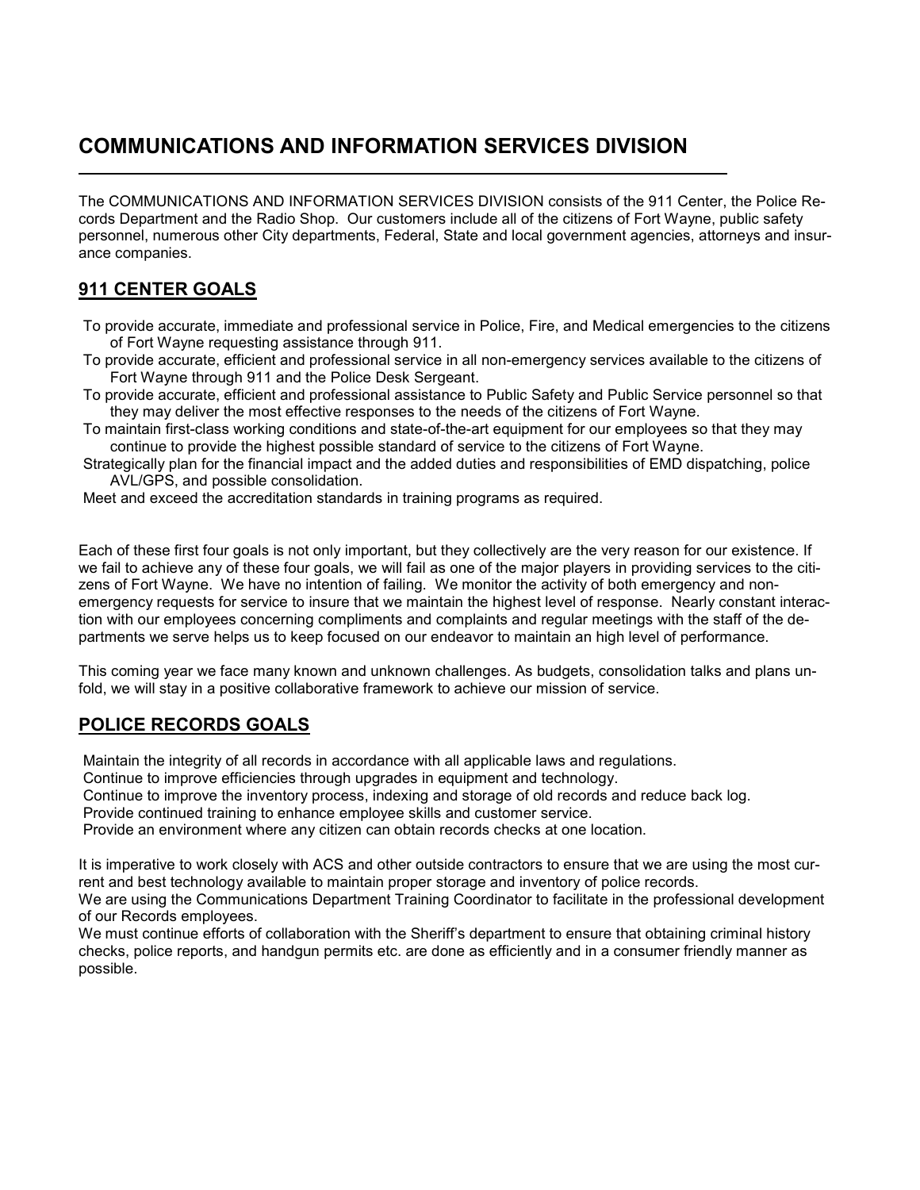# COMMUNICATIONS AND INFORMATION SERVICES DIVISION

The COMMUNICATIONS AND INFORMATION SERVICES DIVISION consists of the 911 Center, the Police Records Department and the Radio Shop. Our customers include all of the citizens of Fort Wayne, public safety personnel, numerous other City departments, Federal, State and local government agencies, attorneys and insurance companies.

## 911 CENTER GOALS

To provide accurate, immediate and professional service in Police, Fire, and Medical emergencies to the citizens of Fort Wayne requesting assistance through 911.

To provide accurate, efficient and professional service in all non-emergency services available to the citizens of Fort Wayne through 911 and the Police Desk Sergeant.

To provide accurate, efficient and professional assistance to Public Safety and Public Service personnel so that they may deliver the most effective responses to the needs of the citizens of Fort Wayne.

To maintain first-class working conditions and state-of-the-art equipment for our employees so that they may continue to provide the highest possible standard of service to the citizens of Fort Wayne.

Strategically plan for the financial impact and the added duties and responsibilities of EMD dispatching, police AVL/GPS, and possible consolidation.

Meet and exceed the accreditation standards in training programs as required.

Each of these first four goals is not only important, but they collectively are the very reason for our existence. If we fail to achieve any of these four goals, we will fail as one of the major players in providing services to the citizens of Fort Wayne. We have no intention of failing. We monitor the activity of both emergency and non-emergency requests for service to insure that we maintain the highest level of response. Nearly constant interaction with our employees concerning compliments and complaints and regular meetings with the staff of the departments we serve helps us to keep focused on our endeavor to maintain an high level of performance.

This coming year we face many known and unknown challenges. As budgets, consolidation talks and plans unfold, we will stay in a positive collaborative framework to achieve our mission of service.

## POLICE RECORDS GOALS

Maintain the integrity of all records in accordance with all applicable laws and regulations.

Continue to improve efficiencies through upgrades in equipment and technology.

Continue to improve the inventory process, indexing and storage of old records and reduce back log.

Provide continued training to enhance employee skills and customer service.

Provide an environment where any citizen can obtain records checks at one location.

It is imperative to work closely with ACS and other outside contractors to ensure that we are using the most current and best technology available to maintain proper storage and inventory of police records.

We are using the Communications Department Training Coordinator to facilitate in the professional development of our Records employees.

We must continue efforts of collaboration with the Sheriff's department to ensure that obtaining criminal history checks, police reports, and handgun permits etc. are done as efficiently and in a consumer friendly manner as possible.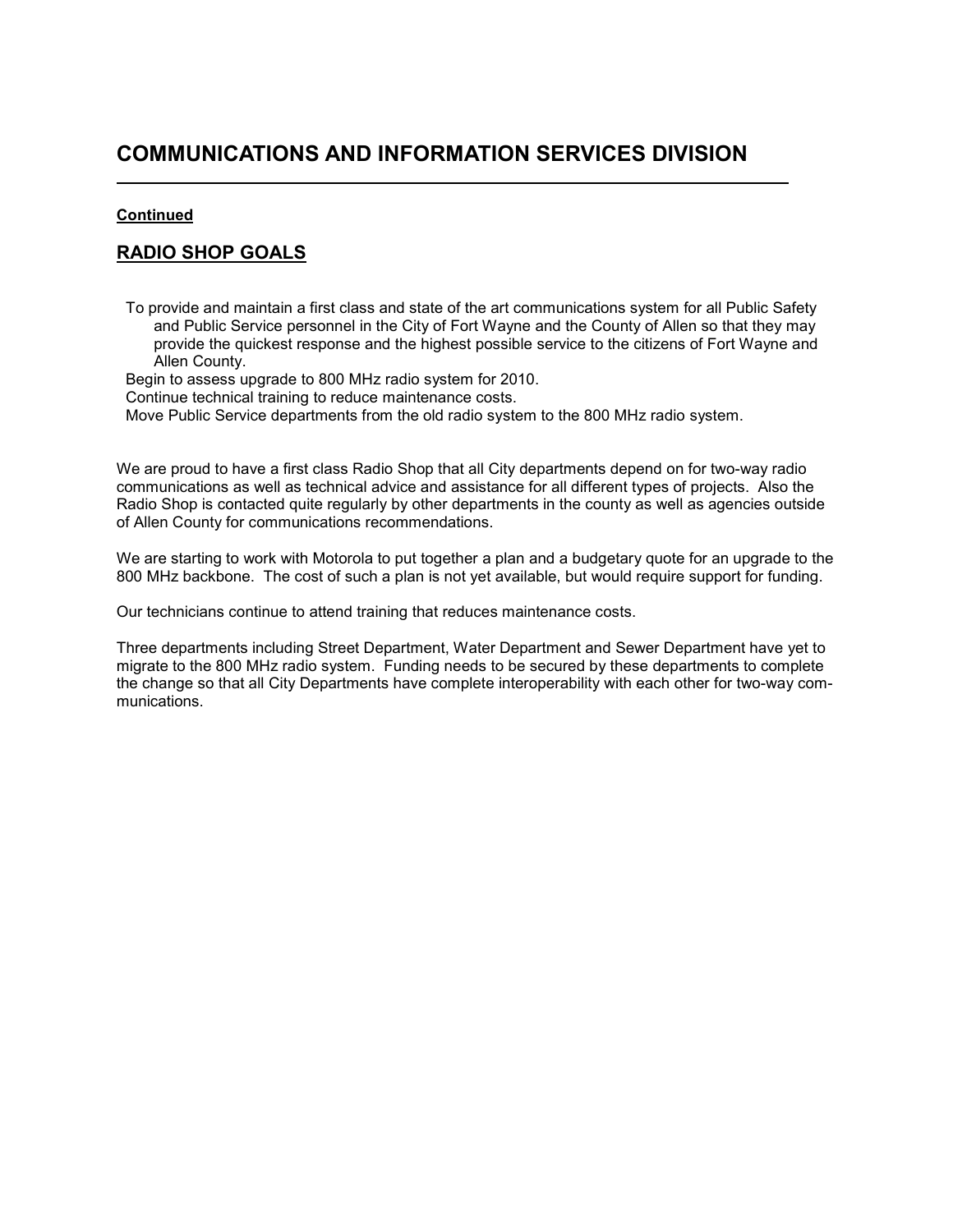# COMMUNICATIONS AND INFORMATION SERVICES DIVISION

**Continued**

## RADIO SHOP GOALS

- To provide and maintain a first class and state of the art communications system for all Public Safety and Public Service personnel in the City of Fort Wayne and the County of Allen so that they may provide the quickest response and the highest possible service to the citizens of Fort Wayne and Allen County.
- Begin to assess upgrade to 800 MHz radio system for 2010.
- Continue technical training to reduce maintenance costs.
- Move Public Service departments from the old radio system to the 800 MHz radio system.

We are proud to have a first class Radio Shop that all City departments depend on for two-way radio communications as well as technical advice and assistance for all different types of projects. Also the Radio Shop is contacted quite regularly by other departments in the county as well as agencies outside of Allen County for communications recommendations.

We are starting to work with Motorola to put together a plan and a budgetary quote for an upgrade to the 800 MHz backbone. The cost of such a plan is not yet available, but would require support for funding.

Our technicians continue to attend training that reduces maintenance costs.

Three departments including Street Department, Water Department and Sewer Department have yet to migrate to the 800 MHz radio system. Funding needs to be secured by these departments to complete the change so that all City Departments have complete interoperability with each other for two-way communications.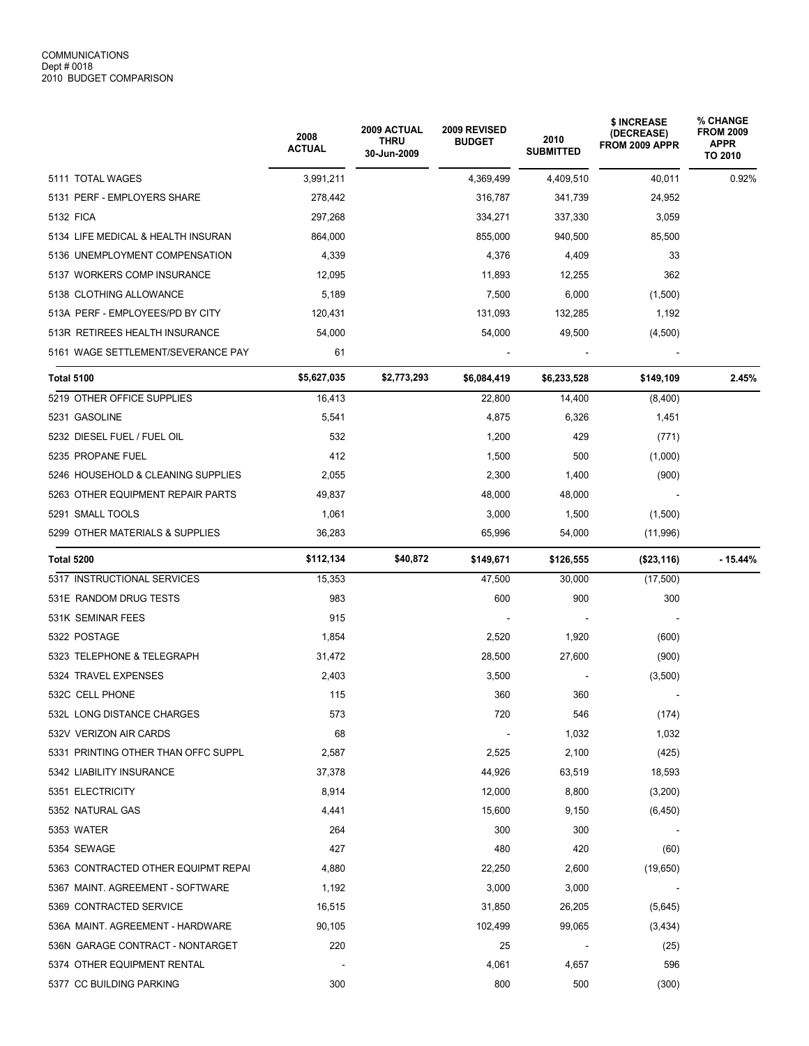COMMUNICATIONS
Dept # 0018
2010 BUDGET COMPARISON

| | 2008 ACTUAL | 2009 ACTUAL THRU 30-Jun-2009 | 2009 REVISED BUDGET | 2010 SUBMITTED | $ INCREASE (DECREASE) FROM 2009 APPR | % CHANGE FROM 2009 APPR TO 2010 |
|---|---|---|---|---|---|---|
| 5111 TOTAL WAGES | 3,991,211 | | 4,369,499 | 4,409,510 | 40,011 | 0.92% |
| 5131 PERF - EMPLOYERS SHARE | 278,442 | | 316,787 | 341,739 | 24,952 | |
| 5132 FICA | 297,268 | | 334,271 | 337,330 | 3,059 | |
| 5134 LIFE MEDICAL & HEALTH INSURAN | 864,000 | | 855,000 | 940,500 | 85,500 | |
| 5136 UNEMPLOYMENT COMPENSATION | 4,339 | | 4,376 | 4,409 | 33 | |
| 5137 WORKERS COMP INSURANCE | 12,095 | | 11,893 | 12,255 | 362 | |
| 5138 CLOTHING ALLOWANCE | 5,189 | | 7,500 | 6,000 | (1,500) | |
| 513A PERF - EMPLOYEES/PD BY CITY | 120,431 | | 131,093 | 132,285 | 1,192 | |
| 513R RETIREES HEALTH INSURANCE | 54,000 | | 54,000 | 49,500 | (4,500) | |
| 5161 WAGE SETTLEMENT/SEVERANCE PAY | 61 | | - | - | - | |
| **Total 5100** | **$5,627,035** | **$2,773,293** | **$6,084,419** | **$6,233,528** | **$149,109** | **2.45%** |
| 5219 OTHER OFFICE SUPPLIES | 16,413 | | 22,800 | 14,400 | (8,400) | |
| 5231 GASOLINE | 5,541 | | 4,875 | 6,326 | 1,451 | |
| 5232 DIESEL FUEL / FUEL OIL | 532 | | 1,200 | 429 | (771) | |
| 5235 PROPANE FUEL | 412 | | 1,500 | 500 | (1,000) | |
| 5246 HOUSEHOLD & CLEANING SUPPLIES | 2,055 | | 2,300 | 1,400 | (900) | |
| 5263 OTHER EQUIPMENT REPAIR PARTS | 49,837 | | 48,000 | 48,000 | - | |
| 5291 SMALL TOOLS | 1,061 | | 3,000 | 1,500 | (1,500) | |
| 5299 OTHER MATERIALS & SUPPLIES | 36,283 | | 65,996 | 54,000 | (11,996) | |
| **Total 5200** | **$112,134** | **$40,872** | **$149,671** | **$126,555** | **($23,116)** | **- 15.44%** |
| 5317 INSTRUCTIONAL SERVICES | 15,353 | | 47,500 | 30,000 | (17,500) | |
| 531E RANDOM DRUG TESTS | 983 | | 600 | 900 | 300 | |
| 531K SEMINAR FEES | 915 | | - | - | - | |
| 5322 POSTAGE | 1,854 | | 2,520 | 1,920 | (600) | |
| 5323 TELEPHONE & TELEGRAPH | 31,472 | | 28,500 | 27,600 | (900) | |
| 5324 TRAVEL EXPENSES | 2,403 | | 3,500 | - | (3,500) | |
| 532C CELL PHONE | 115 | | 360 | 360 | - | |
| 532L LONG DISTANCE CHARGES | 573 | | 720 | 546 | (174) | |
| 532V VERIZON AIR CARDS | 68 | | - | 1,032 | 1,032 | |
| 5331 PRINTING OTHER THAN OFFC SUPPL | 2,587 | | 2,525 | 2,100 | (425) | |
| 5342 LIABILITY INSURANCE | 37,378 | | 44,926 | 63,519 | 18,593 | |
| 5351 ELECTRICITY | 8,914 | | 12,000 | 8,800 | (3,200) | |
| 5352 NATURAL GAS | 4,441 | | 15,600 | 9,150 | (6,450) | |
| 5353 WATER | 264 | | 300 | 300 | - | |
| 5354 SEWAGE | 427 | | 480 | 420 | (60) | |
| 5363 CONTRACTED OTHER EQUIPMT REPAI | 4,880 | | 22,250 | 2,600 | (19,650) | |
| 5367 MAINT. AGREEMENT - SOFTWARE | 1,192 | | 3,000 | 3,000 | - | |
| 5369 CONTRACTED SERVICE | 16,515 | | 31,850 | 26,205 | (5,645) | |
| 536A MAINT. AGREEMENT - HARDWARE | 90,105 | | 102,499 | 99,065 | (3,434) | |
| 536N GARAGE CONTRACT - NONTARGET | 220 | | 25 | - | (25) | |
| 5374 OTHER EQUIPMENT RENTAL | - | | 4,061 | 4,657 | 596 | |
| 5377 CC BUILDING PARKING | 300 | | 800 | 500 | (300) | |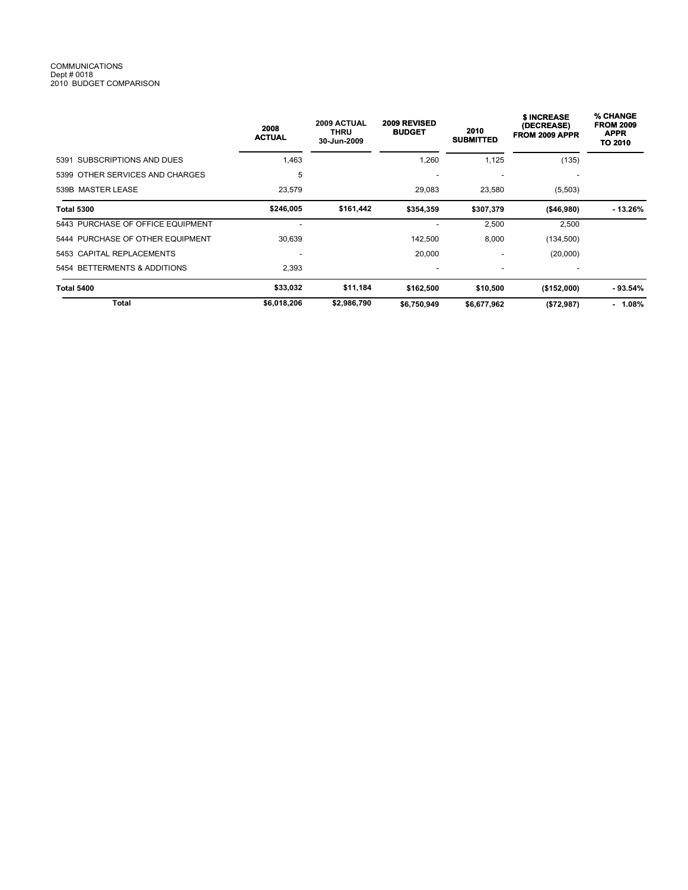COMMUNICATIONS
Dept # 0018
2010 BUDGET COMPARISON

| | 2008 ACTUAL | 2009 ACTUAL THRU 30-Jun-2009 | 2009 REVISED BUDGET | 2010 SUBMITTED | $ INCREASE (DECREASE) FROM 2009 APPR | % CHANGE FROM 2009 APPR TO 2010 |
|---|---|---|---|---|---|---|
| 5391 SUBSCRIPTIONS AND DUES | 1,463 | | 1,260 | 1,125 | (135) | |
| 5399 OTHER SERVICES AND CHARGES | 5 | | - | - | - | |
| 539B MASTER LEASE | 23,579 | | 29,083 | 23,580 | (5,503) | |
| **Total 5300** | **$246,005** | **$161,442** | **$354,359** | **$307,379** | **($46,980)** | **- 13.26%** |
| 5443 PURCHASE OF OFFICE EQUIPMENT | - | | - | 2,500 | 2,500 | |
| 5444 PURCHASE OF OTHER EQUIPMENT | 30,639 | | 142,500 | 8,000 | (134,500) | |
| 5453 CAPITAL REPLACEMENTS | - | | 20,000 | - | (20,000) | |
| 5454 BETTERMENTS & ADDITIONS | 2,393 | | - | - | - | |
| **Total 5400** | **$33,032** | **$11,184** | **$162,500** | **$10,500** | **($152,000)** | **- 93.54%** |
| **Total** | **$6,018,206** | **$2,986,790** | **$6,750,949** | **$6,677,962** | **($72,987)** | **- 1.08%** |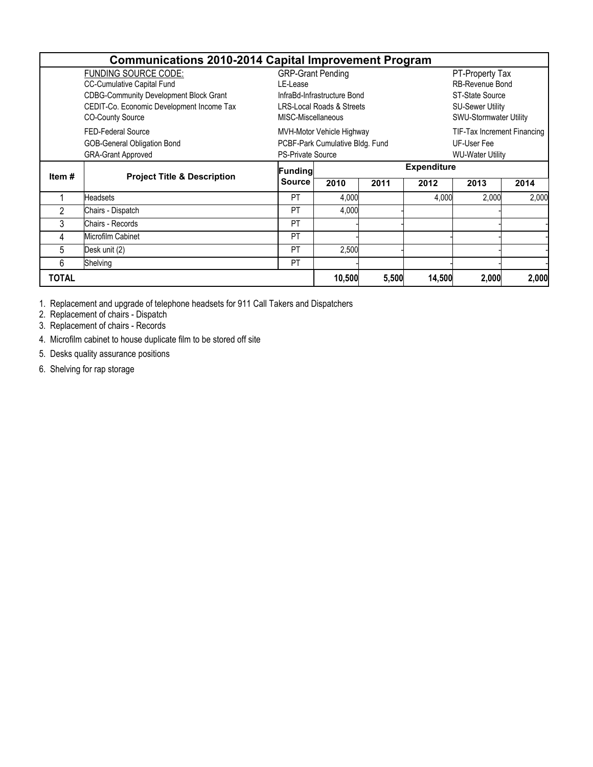## Communications 2010-2014 Capital Improvement Program

| | | |
|---|---|---|
| FUNDING SOURCE CODE: | GRP-Grant Pending | PT-Property Tax |
| CC-Cumulative Capital Fund | LE-Lease | RB-Revenue Bond |
| CDBG-Community Development Block Grant | InfraBd-Infrastructure Bond | ST-State Source |
| CEDIT-Co. Economic Development Income Tax | LRS-Local Roads & Streets | SU-Sewer Utility |
| CO-County Source | MISC-Miscellaneous | SWU-Stormwater Utility |
| FED-Federal Source | MVH-Motor Vehicle Highway | TIF-Tax Increment Financing |
| GOB-General Obligation Bond | PCBF-Park Cumulative Bldg. Fund | UF-User Fee |
| GRA-Grant Approved | PS-Private Source | WU-Water Utility |

| Item # | Project Title & Description | Funding Source | Expenditure | | | | |
|---|---|---|---|---|---|---|---|
| | | | 2010 | 2011 | 2012 | 2013 | 2014 |
| 1 | Headsets | PT | 4,000 | | 4,000 | 2,000 | 2,000 |
| 2 | Chairs - Dispatch | PT | 4,000 | | | - | |
| 3 | Chairs - Records | PT | - | - | | - | - |
| 4 | Microfilm Cabinet | PT | - | | - | - | - |
| 5 | Desk unit (2) | PT | 2,500 | - | | - | - |
| 6 | Shelving | PT | - | | - | - | - |
| **TOTAL** | | | **10,500** | **5,500** | **14,500** | **2,000** | **2,000** |

1. Replacement and upgrade of telephone headsets for 911 Call Takers and Dispatchers
2. Replacement of chairs - Dispatch
3. Replacement of chairs - Records
4. Microfilm cabinet to house duplicate film to be stored off site
5. Desks quality assurance positions
6. Shelving for rap storage